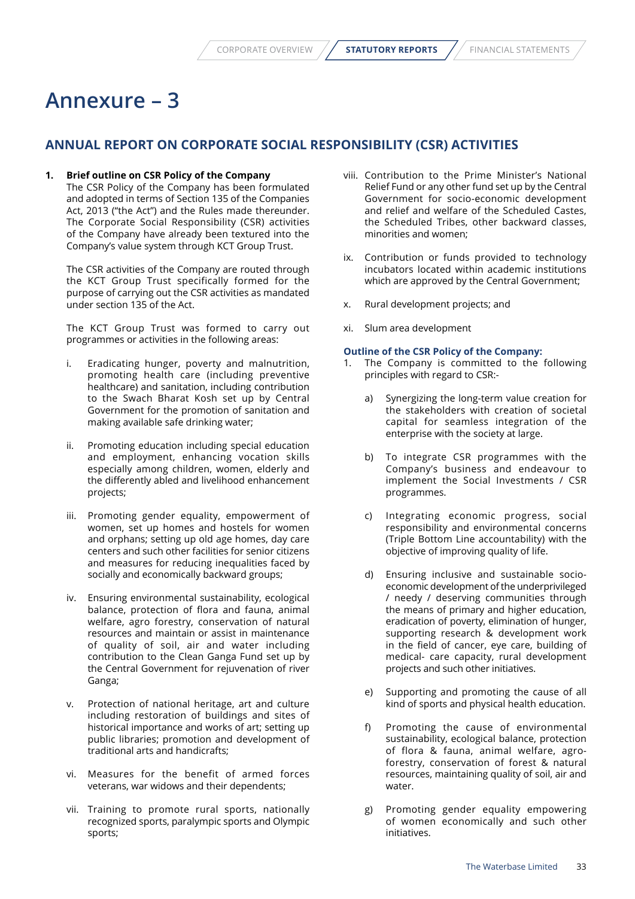# Annexure – 3

## ANNUAL REPORT ON CORPORATE SOCIAL RESPONSIBILITY (CSR) ACTIVITIES

1. **Brief outline on CSR Policy of the Company**

   The CSR Policy of the Company has been formulated and adopted in terms of Section 135 of the Companies Act, 2013 ("the Act") and the Rules made thereunder. The Corporate Social Responsibility (CSR) activities of the Company have already been textured into the Company's value system through KCT Group Trust.

   The CSR activities of the Company are routed through the KCT Group Trust specifically formed for the purpose of carrying out the CSR activities as mandated under section 135 of the Act.

   The KCT Group Trust was formed to carry out programmes or activities in the following areas:

   i. Eradicating hunger, poverty and malnutrition, promoting health care (including preventive healthcare) and sanitation, including contribution to the Swach Bharat Kosh set up by Central Government for the promotion of sanitation and making available safe drinking water;

   ii. Promoting education including special education and employment, enhancing vocation skills especially among children, women, elderly and the differently abled and livelihood enhancement projects;

   iii. Promoting gender equality, empowerment of women, set up homes and hostels for women and orphans; setting up old age homes, day care centers and such other facilities for senior citizens and measures for reducing inequalities faced by socially and economically backward groups;

   iv. Ensuring environmental sustainability, ecological balance, protection of flora and fauna, animal welfare, agro forestry, conservation of natural resources and maintain or assist in maintenance of quality of soil, air and water including contribution to the Clean Ganga Fund set up by the Central Government for rejuvenation of river Ganga;

   v. Protection of national heritage, art and culture including restoration of buildings and sites of historical importance and works of art; setting up public libraries; promotion and development of traditional arts and handicrafts;

   vi. Measures for the benefit of armed forces veterans, war widows and their dependents;

   vii. Training to promote rural sports, nationally recognized sports, paralympic sports and Olympic sports;

   viii. Contribution to the Prime Minister's National Relief Fund or any other fund set up by the Central Government for socio-economic development and relief and welfare of the Scheduled Castes, the Scheduled Tribes, other backward classes, minorities and women;

   ix. Contribution or funds provided to technology incubators located within academic institutions which are approved by the Central Government;

   x. Rural development projects; and

   xi. Slum area development

### Outline of the CSR Policy of the Company:

1. The Company is committed to the following principles with regard to CSR:-

   a) Synergizing the long-term value creation for the stakeholders with creation of societal capital for seamless integration of the enterprise with the society at large.

   b) To integrate CSR programmes with the Company's business and endeavour to implement the Social Investments / CSR programmes.

   c) Integrating economic progress, social responsibility and environmental concerns (Triple Bottom Line accountability) with the objective of improving quality of life.

   d) Ensuring inclusive and sustainable socio-economic development of the underprivileged / needy / deserving communities through the means of primary and higher education, eradication of poverty, elimination of hunger, supporting research & development work in the field of cancer, eye care, building of medical- care capacity, rural development projects and such other initiatives.

   e) Supporting and promoting the cause of all kind of sports and physical health education.

   f) Promoting the cause of environmental sustainability, ecological balance, protection of flora & fauna, animal welfare, agro-forestry, conservation of forest & natural resources, maintaining quality of soil, air and water.

   g) Promoting gender equality empowering of women economically and such other initiatives.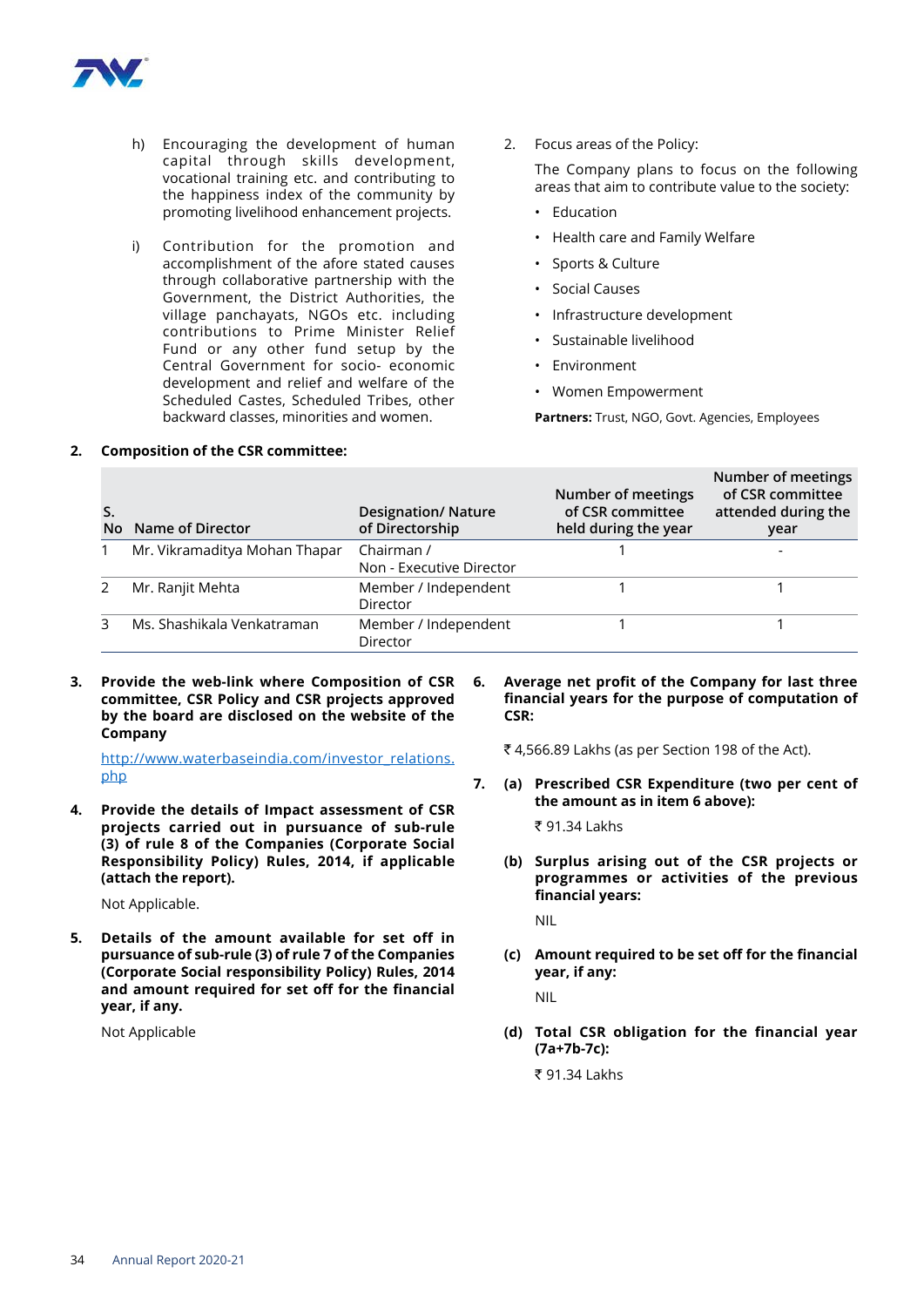h) Encouraging the development of human capital through skills development, vocational training etc. and contributing to the happiness index of the community by promoting livelihood enhancement projects.

i) Contribution for the promotion and accomplishment of the afore stated causes through collaborative partnership with the Government, the District Authorities, the village panchayats, NGOs etc. including contributions to Prime Minister Relief Fund or any other fund setup by the Central Government for socio- economic development and relief and welfare of the Scheduled Castes, Scheduled Tribes, other backward classes, minorities and women.

2. Focus areas of the Policy:

The Company plans to focus on the following areas that aim to contribute value to the society:

- Education
- Health care and Family Welfare
- Sports & Culture
- Social Causes
- Infrastructure development
- Sustainable livelihood
- Environment
- Women Empowerment

**Partners:** Trust, NGO, Govt. Agencies, Employees

**2. Composition of the CSR committee:**

| S. No | Name of Director | Designation/ Nature of Directorship | Number of meetings of CSR committee held during the year | Number of meetings of CSR committee attended during the year |
|---|---|---|---|---|
| 1 | Mr. Vikramaditya Mohan Thapar | Chairman / Non - Executive Director | 1 | - |
| 2 | Mr. Ranjit Mehta | Member / Independent Director | 1 | 1 |
| 3 | Ms. Shashikala Venkatraman | Member / Independent Director | 1 | 1 |

**3. Provide the web-link where Composition of CSR committee, CSR Policy and CSR projects approved by the board are disclosed on the website of the Company**

http://www.waterbaseindia.com/investor_relations.php

**4. Provide the details of Impact assessment of CSR projects carried out in pursuance of sub-rule (3) of rule 8 of the Companies (Corporate Social Responsibility Policy) Rules, 2014, if applicable (attach the report).**

Not Applicable.

**5. Details of the amount available for set off in pursuance of sub-rule (3) of rule 7 of the Companies (Corporate Social responsibility Policy) Rules, 2014 and amount required for set off for the financial year, if any.**

Not Applicable

**6. Average net profit of the Company for last three financial years for the purpose of computation of CSR:**

₹ 4,566.89 Lakhs (as per Section 198 of the Act).

**7. (a) Prescribed CSR Expenditure (two per cent of the amount as in item 6 above):**

₹ 91.34 Lakhs

**(b) Surplus arising out of the CSR projects or programmes or activities of the previous financial years:**

NIL

**(c) Amount required to be set off for the financial year, if any:**

NIL

**(d) Total CSR obligation for the financial year (7a+7b-7c):**

₹ 91.34 Lakhs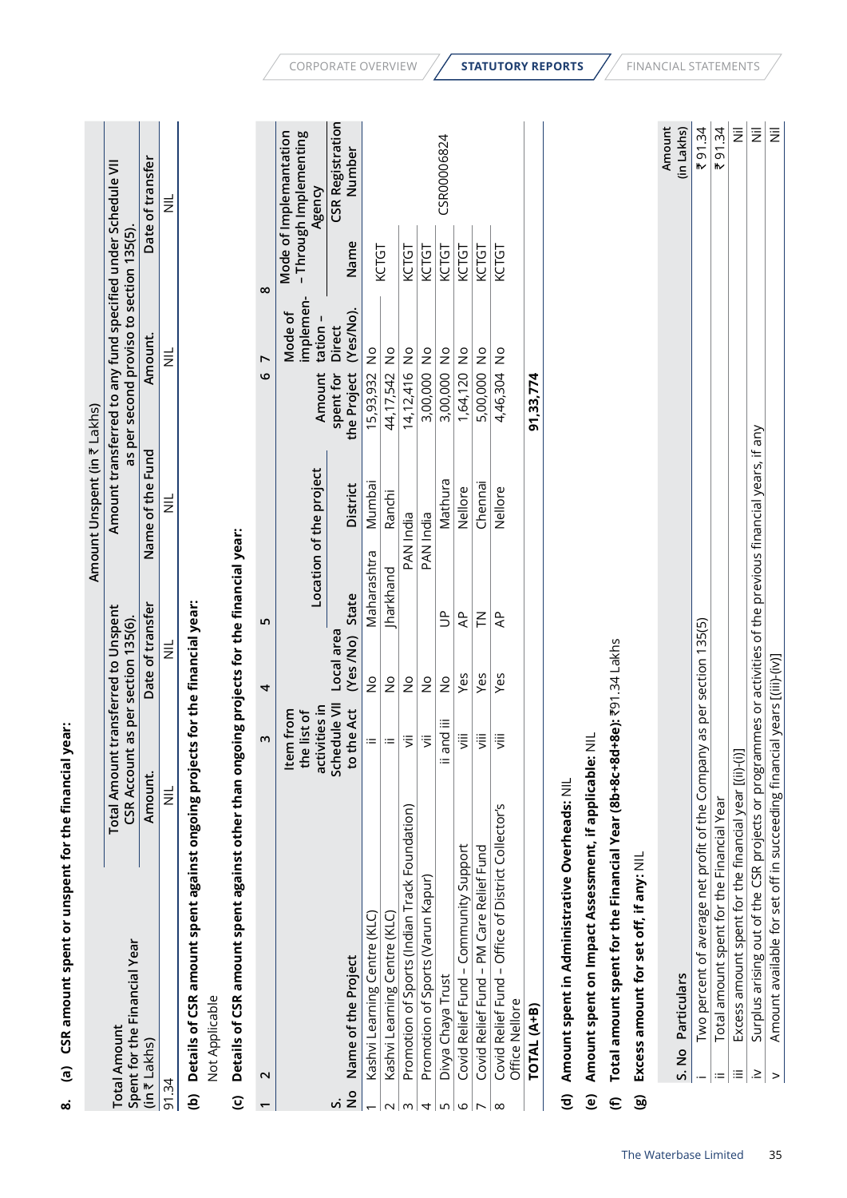8. **(a) CSR amount spent or unspent for the financial year:**

| Total Amount Spent for the Financial Year (in ₹ Lakhs) | Amount Unspent (in ₹ Lakhs) | | | | |
|---|---|---|---|---|---|
| | Total Amount transferred to Unspent CSR Account as per section 135(6). | | Amount transferred to any fund specified under Schedule VII as per second proviso to section 135(5). | | |
| | Amount. | Date of transfer | Name of the Fund | Amount. | Date of transfer |
| 91.34 | NIL | NIL | NIL | NIL | NIL |

**(b) Details of CSR amount spent against ongoing projects for the financial year:**

Not Applicable

**(c) Details of CSR amount spent against other than ongoing projects for the financial year:**

| 1 | 2 | 3 | 4 | 5 | | 6 | 7 | 8 | |
|---|---|---|---|---|---|---|---|---|---|
| S. No | Name of the Project | Item from the list of activities in Schedule VII to the Act | Local area (Yes /No) | Location of the project | | Amount spent for the Project | Mode of implementation - Direct (Yes/No). | Mode of Implemantation - Through Implementing Agency | |
| | | | | State | District | | | Name | CSR Registration Number |
| 1 | Kashvi Learning Centre (KLC) | ii | No | Maharashtra | Mumbai | 15,93,932 | No | KCTGT | |
| 2 | Kashvi Learning Centre (KLC) | ii | No | Jharkhand | Ranchi | 44,17,542 | No | | |
| 3 | Promotion of Sports (Indian Track Foundation) | vii | No | PAN India | | 14,12,416 | No | KCTGT | |
| 4 | Promotion of Sports (Varun Kapur) | vii | No | PAN India | | 3,00,000 | No | KCTGT | |
| 5 | Divya Chaya Trust | ii and iii | No | UP | Mathura | 3,00,000 | No | KCTGT | CSR00006824 |
| 6 | Covid Relief Fund - Community Support | viii | Yes | AP | Nellore | 1,64,120 | No | KCTGT | |
| 7 | Covid Relief Fund - PM Care Relief Fund | viii | Yes | TN | Chennai | 5,00,000 | No | KCTGT | |
| 8 | Covid Relief Fund - Office of District Collector's Office Nellore | viii | Yes | AP | Nellore | 4,46,304 | No | KCTGT | |
| | **TOTAL (A+B)** | | | | | **91,33,774** | | | |

**(d) Amount spent in Administrative Overheads:** NIL

**(e) Amount spent on Impact Assessment, if applicable:** NIL

**(f) Total amount spent for the Financial Year (8b+8c+8d+8e):** ₹91.34 Lakhs

**(g) Excess amount for set off, if any:** NIL

| S. No | Particulars | Amount (in Lakhs) |
|---|---|---|
| i | Two percent of average net profit of the Company as per section 135(5) | ₹ 91.34 |
| ii | Total amount spent for the Financial Year | ₹ 91.34 |
| iii | Excess amount spent for the financial year [(ii)-(i)] | Nil |
| iv | Surplus arising out of the CSR projects or programmes or activities of the previous financial years, if any | Nil |
| v | Amount available for set off in succeeding financial years [(iii)-(iv)] | Nil |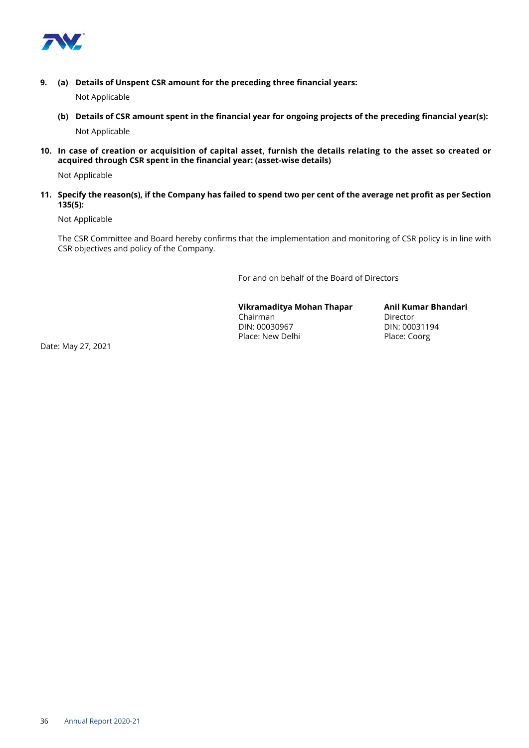**9. (a) Details of Unspent CSR amount for the preceding three financial years:**

Not Applicable

**(b) Details of CSR amount spent in the financial year for ongoing projects of the preceding financial year(s):**

Not Applicable

**10. In case of creation or acquisition of capital asset, furnish the details relating to the asset so created or acquired through CSR spent in the financial year: (asset-wise details)**

Not Applicable

**11. Specify the reason(s), if the Company has failed to spend two per cent of the average net profit as per Section 135(5):**

Not Applicable

The CSR Committee and Board hereby confirms that the implementation and monitoring of CSR policy is in line with CSR objectives and policy of the Company.

For and on behalf of the Board of Directors

**Vikramaditya Mohan Thapar**
Chairman
DIN: 00030967
Place: New Delhi

**Anil Kumar Bhandari**
Director
DIN: 00031194
Place: Coorg

Date: May 27, 2021